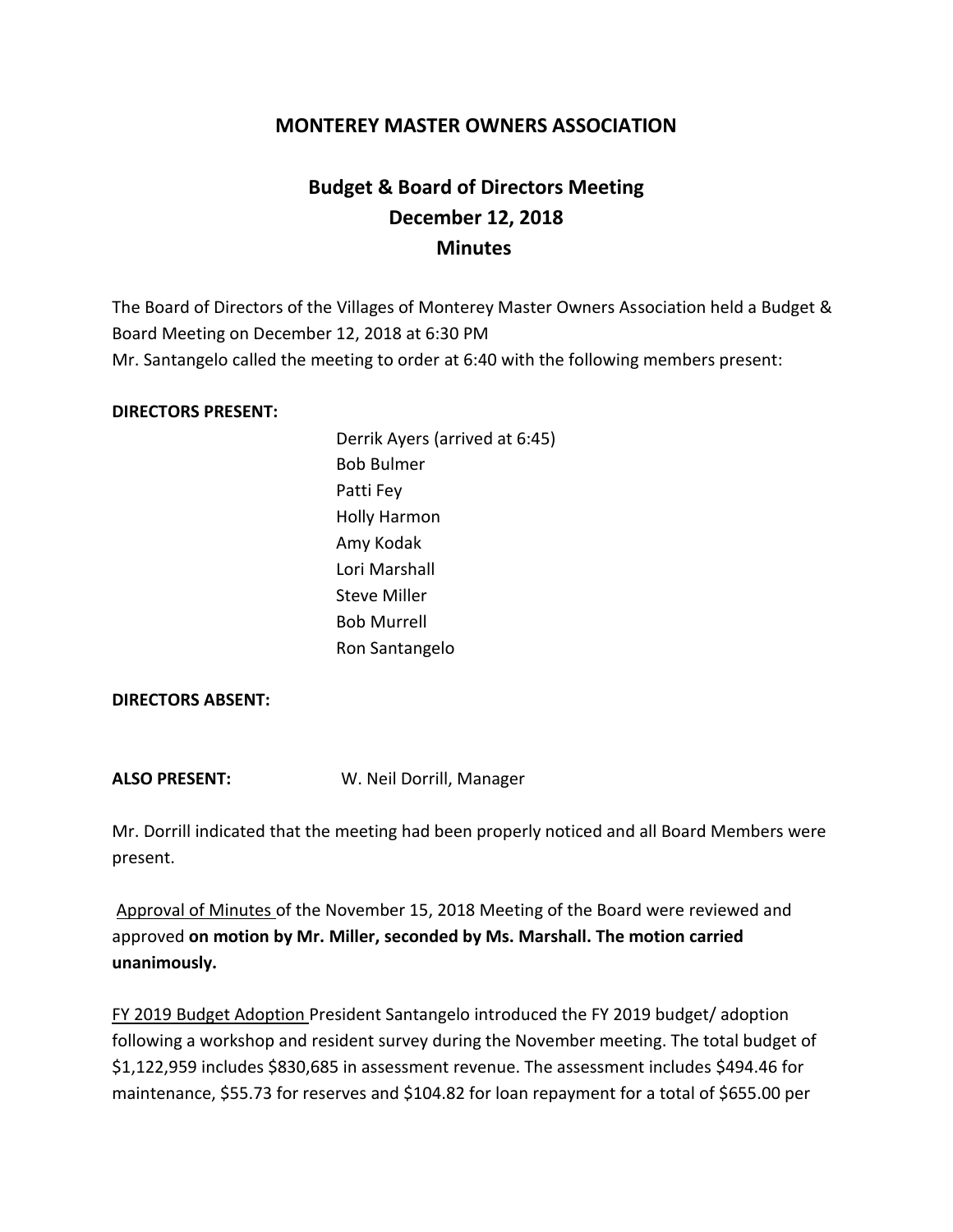# MONTEREY MASTER OWNERS ASSOCIATION

## Budget & Board of Directors Meeting
## December 12, 2018
## Minutes

The Board of Directors of the Villages of Monterey Master Owners Association held a Budget & Board Meeting on December 12, 2018 at 6:30 PM
Mr. Santangelo called the meeting to order at 6:40 with the following members present:

**DIRECTORS PRESENT:**

Derrik Ayers (arrived at 6:45)
Bob Bulmer
Patti Fey
Holly Harmon
Amy Kodak
Lori Marshall
Steve Miller
Bob Murrell
Ron Santangelo

**DIRECTORS ABSENT:**

**ALSO PRESENT:** W. Neil Dorrill, Manager

Mr. Dorrill indicated that the meeting had been properly noticed and all Board Members were present.

Approval of Minutes of the November 15, 2018 Meeting of the Board were reviewed and approved **on motion by Mr. Miller, seconded by Ms. Marshall. The motion carried unanimously.**

FY 2019 Budget Adoption President Santangelo introduced the FY 2019 budget/ adoption following a workshop and resident survey during the November meeting. The total budget of $1,122,959 includes $830,685 in assessment revenue. The assessment includes $494.46 for maintenance, $55.73 for reserves and $104.82 for loan repayment for a total of $655.00 per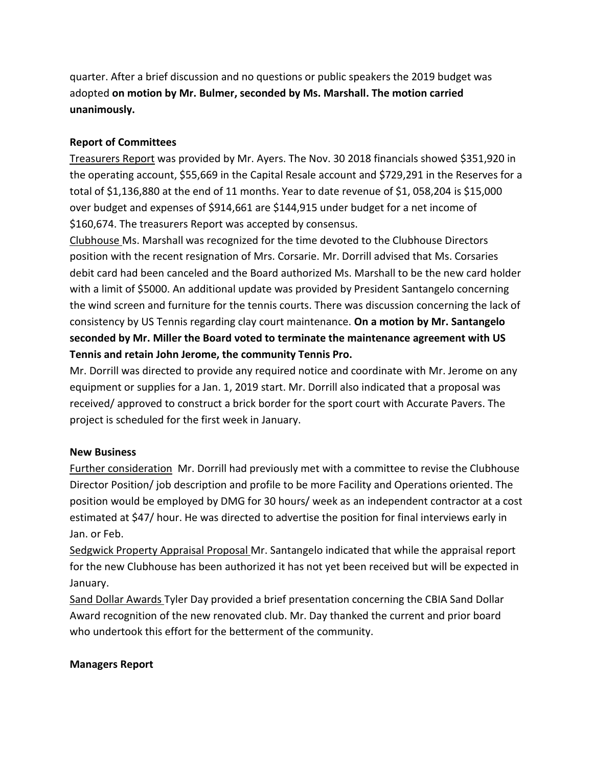quarter. After a brief discussion and no questions or public speakers the 2019 budget was adopted **on motion by Mr. Bulmer, seconded by Ms. Marshall. The motion carried unanimously.**

**Report of Committees**

Treasurers Report was provided by Mr. Ayers. The Nov. 30 2018 financials showed $351,920 in the operating account, $55,669 in the Capital Resale account and $729,291 in the Reserves for a total of $1,136,880 at the end of 11 months. Year to date revenue of $1, 058,204 is $15,000 over budget and expenses of $914,661 are $144,915 under budget for a net income of $160,674. The treasurers Report was accepted by consensus.

Clubhouse Ms. Marshall was recognized for the time devoted to the Clubhouse Directors position with the recent resignation of Mrs. Corsarie. Mr. Dorrill advised that Ms. Corsaries debit card had been canceled and the Board authorized Ms. Marshall to be the new card holder with a limit of $5000. An additional update was provided by President Santangelo concerning the wind screen and furniture for the tennis courts. There was discussion concerning the lack of consistency by US Tennis regarding clay court maintenance. **On a motion by Mr. Santangelo seconded by Mr. Miller the Board voted to terminate the maintenance agreement with US Tennis and retain John Jerome, the community Tennis Pro.**

Mr. Dorrill was directed to provide any required notice and coordinate with Mr. Jerome on any equipment or supplies for a Jan. 1, 2019 start. Mr. Dorrill also indicated that a proposal was received/ approved to construct a brick border for the sport court with Accurate Pavers. The project is scheduled for the first week in January.

**New Business**

Further consideration Mr. Dorrill had previously met with a committee to revise the Clubhouse Director Position/ job description and profile to be more Facility and Operations oriented. The position would be employed by DMG for 30 hours/ week as an independent contractor at a cost estimated at $47/ hour. He was directed to advertise the position for final interviews early in Jan. or Feb.

Sedgwick Property Appraisal Proposal Mr. Santangelo indicated that while the appraisal report for the new Clubhouse has been authorized it has not yet been received but will be expected in January.

Sand Dollar Awards Tyler Day provided a brief presentation concerning the CBIA Sand Dollar Award recognition of the new renovated club. Mr. Day thanked the current and prior board who undertook this effort for the betterment of the community.

**Managers Report**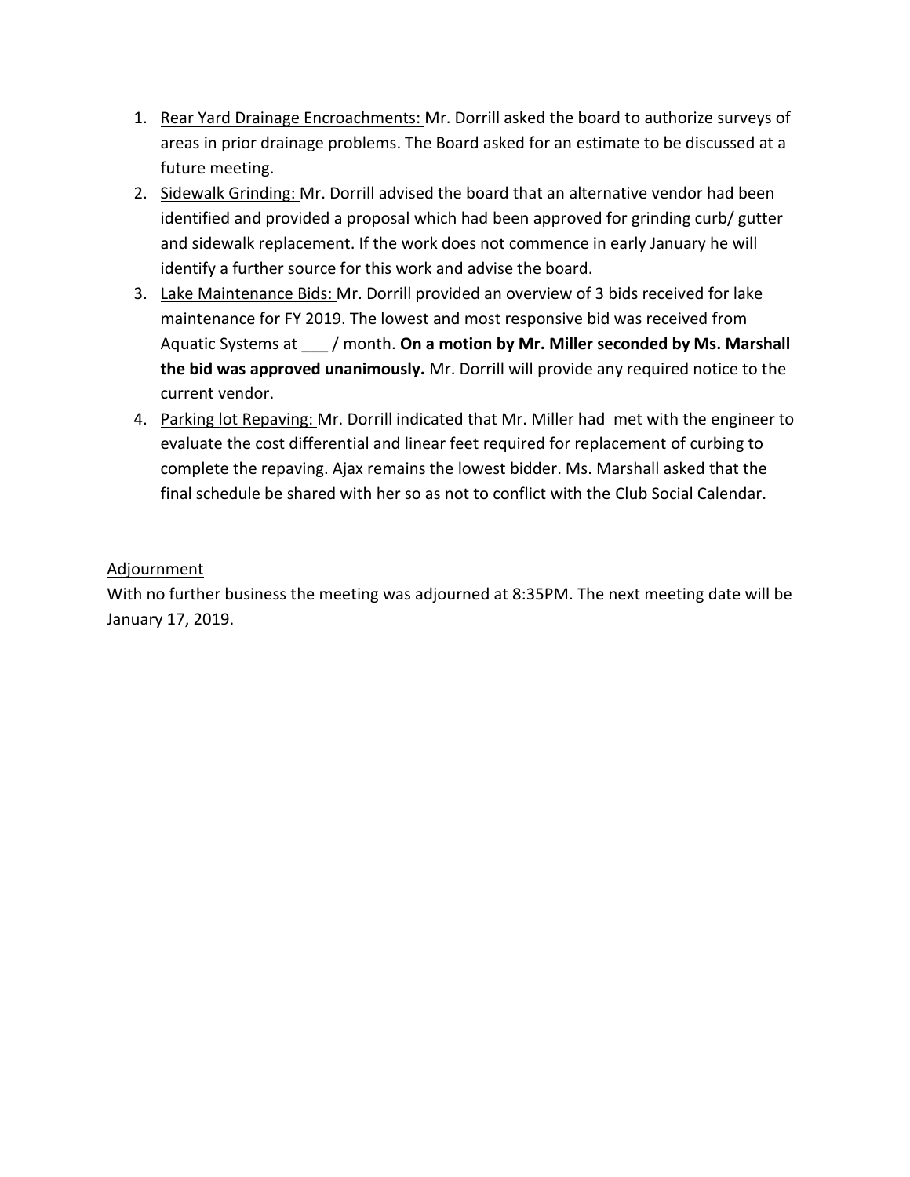1. Rear Yard Drainage Encroachments: Mr. Dorrill asked the board to authorize surveys of areas in prior drainage problems. The Board asked for an estimate to be discussed at a future meeting.
2. Sidewalk Grinding: Mr. Dorrill advised the board that an alternative vendor had been identified and provided a proposal which had been approved for grinding curb/ gutter and sidewalk replacement. If the work does not commence in early January he will identify a further source for this work and advise the board.
3. Lake Maintenance Bids: Mr. Dorrill provided an overview of 3 bids received for lake maintenance for FY 2019. The lowest and most responsive bid was received from Aquatic Systems at ___ / month. **On a motion by Mr. Miller seconded by Ms. Marshall the bid was approved unanimously.** Mr. Dorrill will provide any required notice to the current vendor.
4. Parking lot Repaving: Mr. Dorrill indicated that Mr. Miller had met with the engineer to evaluate the cost differential and linear feet required for replacement of curbing to complete the repaving. Ajax remains the lowest bidder. Ms. Marshall asked that the final schedule be shared with her so as not to conflict with the Club Social Calendar.

Adjournment

With no further business the meeting was adjourned at 8:35PM. The next meeting date will be January 17, 2019.